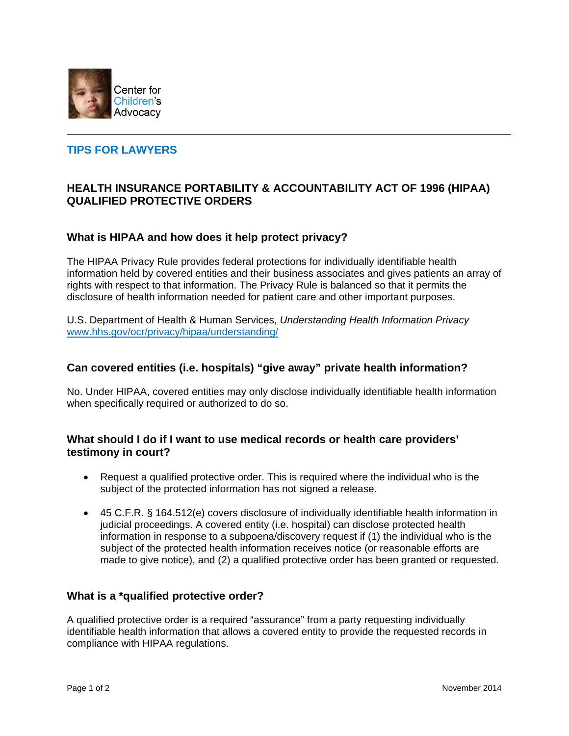Center for Children's Advocacy

## TIPS FOR LAWYERS

# HEALTH INSURANCE PORTABILITY & ACCOUNTABILITY ACT OF 1996 (HIPAA) QUALIFIED PROTECTIVE ORDERS

### What is HIPAA and how does it help protect privacy?

The HIPAA Privacy Rule provides federal protections for individually identifiable health information held by covered entities and their business associates and gives patients an array of rights with respect to that information. The Privacy Rule is balanced so that it permits the disclosure of health information needed for patient care and other important purposes.

U.S. Department of Health & Human Services, *Understanding Health Information Privacy* www.hhs.gov/ocr/privacy/hipaa/understanding/

### Can covered entities (i.e. hospitals) "give away" private health information?

No. Under HIPAA, covered entities may only disclose individually identifiable health information when specifically required or authorized to do so.

### What should I do if I want to use medical records or health care providers' testimony in court?

- Request a qualified protective order. This is required where the individual who is the subject of the protected information has not signed a release.
- 45 C.F.R. § 164.512(e) covers disclosure of individually identifiable health information in judicial proceedings. A covered entity (i.e. hospital) can disclose protected health information in response to a subpoena/discovery request if (1) the individual who is the subject of the protected health information receives notice (or reasonable efforts are made to give notice), and (2) a qualified protective order has been granted or requested.

### What is a *qualified protective order?

A qualified protective order is a required "assurance" from a party requesting individually identifiable health information that allows a covered entity to provide the requested records in compliance with HIPAA regulations.

November 2014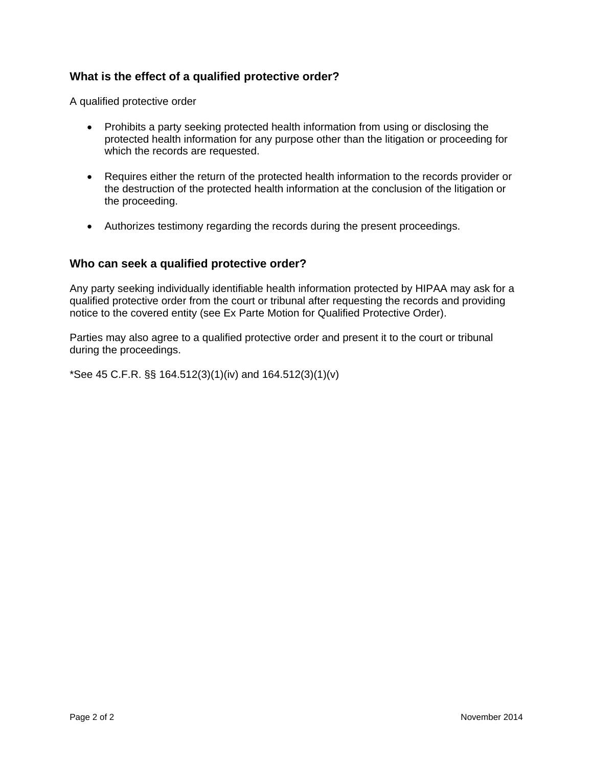### What is the effect of a qualified protective order?

A qualified protective order

- Prohibits a party seeking protected health information from using or disclosing the protected health information for any purpose other than the litigation or proceeding for which the records are requested.

- Requires either the return of the protected health information to the records provider or the destruction of the protected health information at the conclusion of the litigation or the proceeding.

- Authorizes testimony regarding the records during the present proceedings.

### Who can seek a qualified protective order?

Any party seeking individually identifiable health information protected by HIPAA may ask for a qualified protective order from the court or tribunal after requesting the records and providing notice to the covered entity (see Ex Parte Motion for Qualified Protective Order).

Parties may also agree to a qualified protective order and present it to the court or tribunal during the proceedings.

*See 45 C.F.R. §§ 164.512(3)(1)(iv) and 164.512(3)(1)(v)